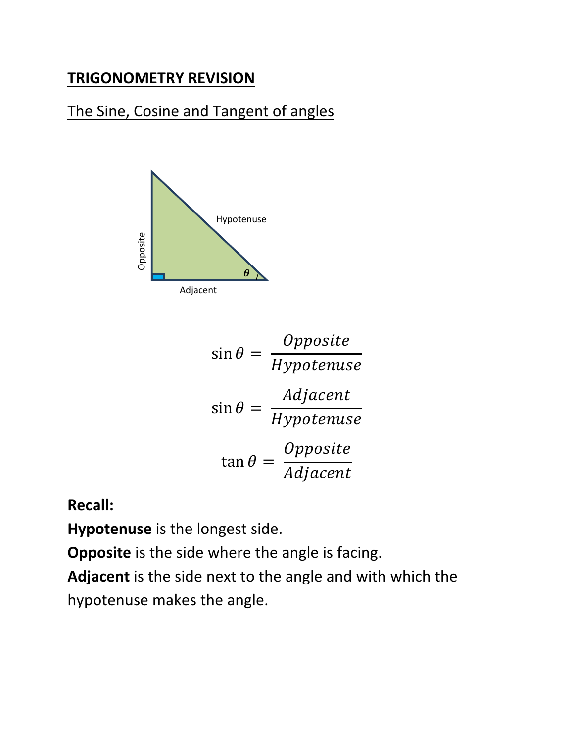# TRIGONOMETRY REVISION

## The Sine, Cosine and Tangent of angles

$$\sin\theta = \frac{Opposite}{Hypotenuse}$$

$$\sin\theta = \frac{Adjacent}{Hypotenuse}$$

$$\tan\theta = \frac{Opposite}{Adjacent}$$

**Recall:**

**Hypotenuse** is the longest side.

**Opposite** is the side where the angle is facing.

**Adjacent** is the side next to the angle and with which the hypotenuse makes the angle.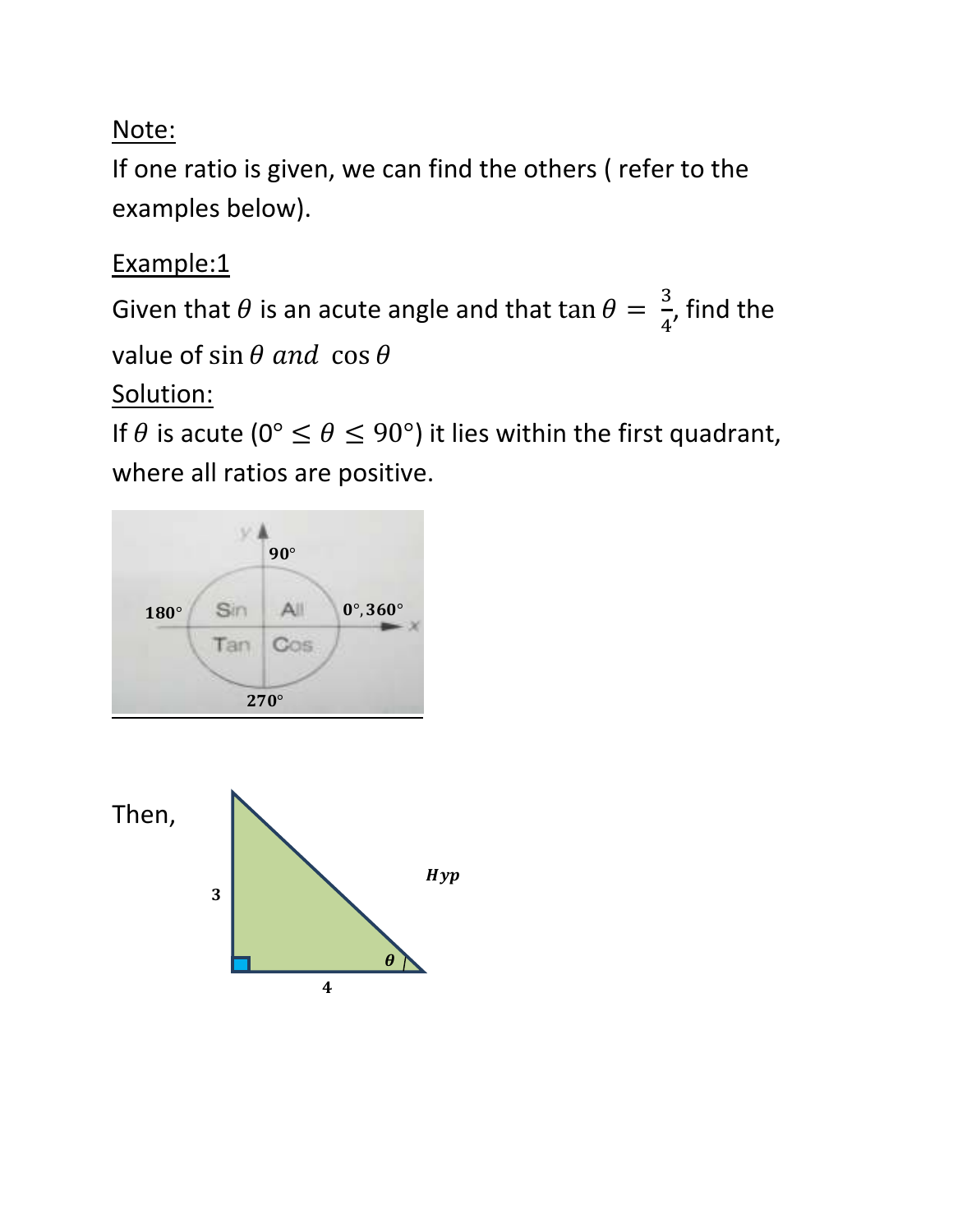Note:

If one ratio is given, we can find the others ( refer to the examples below).

Example:1

Given that $\theta$ is an acute angle and that $\tan\theta = \frac{3}{4}$, find the value of $\sin\theta$ *and* $\cos\theta$

Solution:

If $\theta$ is acute ($0° \leq \theta \leq 90°$) it lies within the first quadrant, where all ratios are positive.

Then,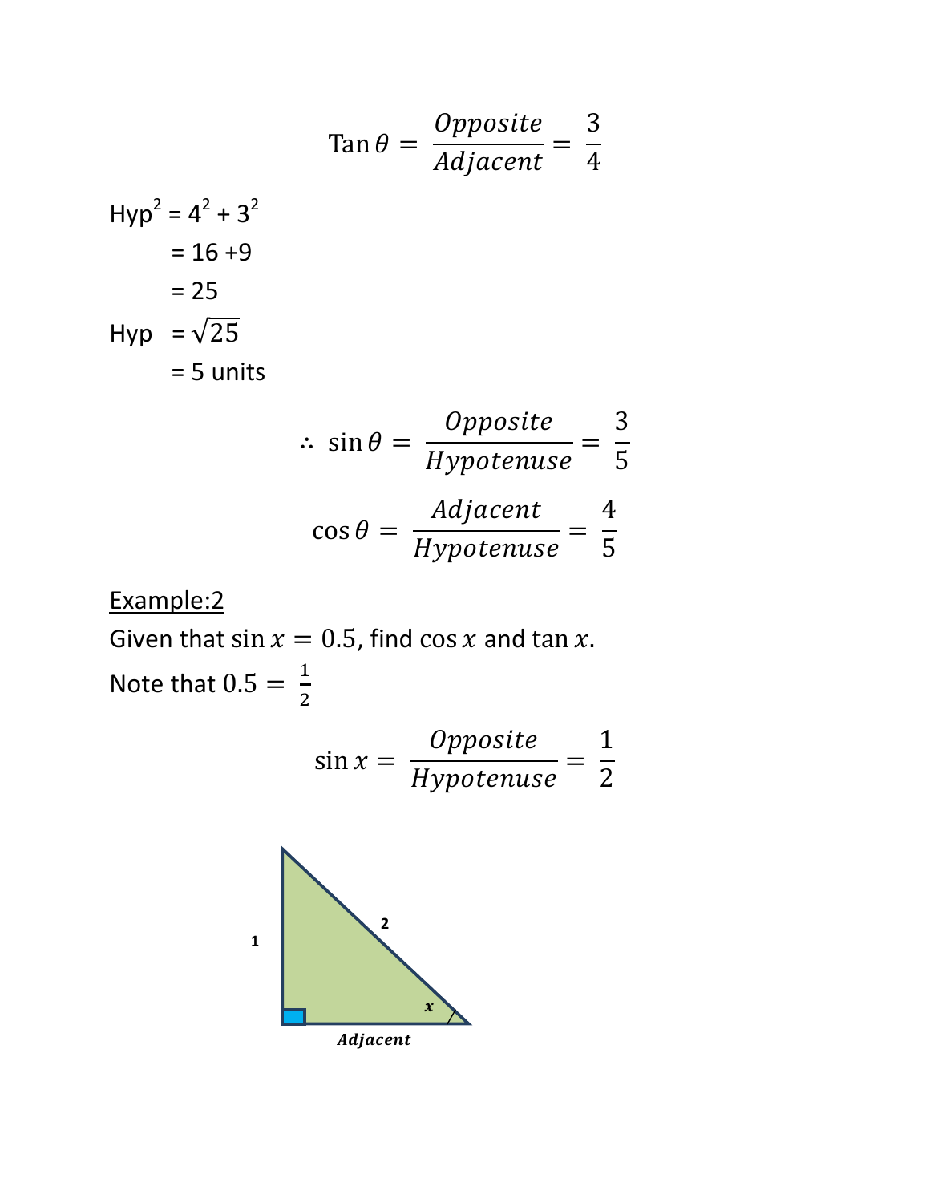$$\text{Tan}\,\theta = \frac{Opposite}{Adjacent} = \frac{3}{4}$$

Hyp$^2$ = $4^2 + 3^2$

= 16 +9

= 25

Hyp = $\sqrt{25}$

= 5 units

$$\therefore\ \sin\theta = \frac{Opposite}{Hypotenuse} = \frac{3}{5}$$

$$\cos\theta = \frac{Adjacent}{Hypotenuse} = \frac{4}{5}$$

<u>Example:2</u>

Given that $\sin x = 0.5$, find $\cos x$ and $\tan x$.

Note that $0.5 = \frac{1}{2}$

$$\sin x = \frac{Opposite}{Hypotenuse} = \frac{1}{2}$$

1

2

$x$

*Adjacent*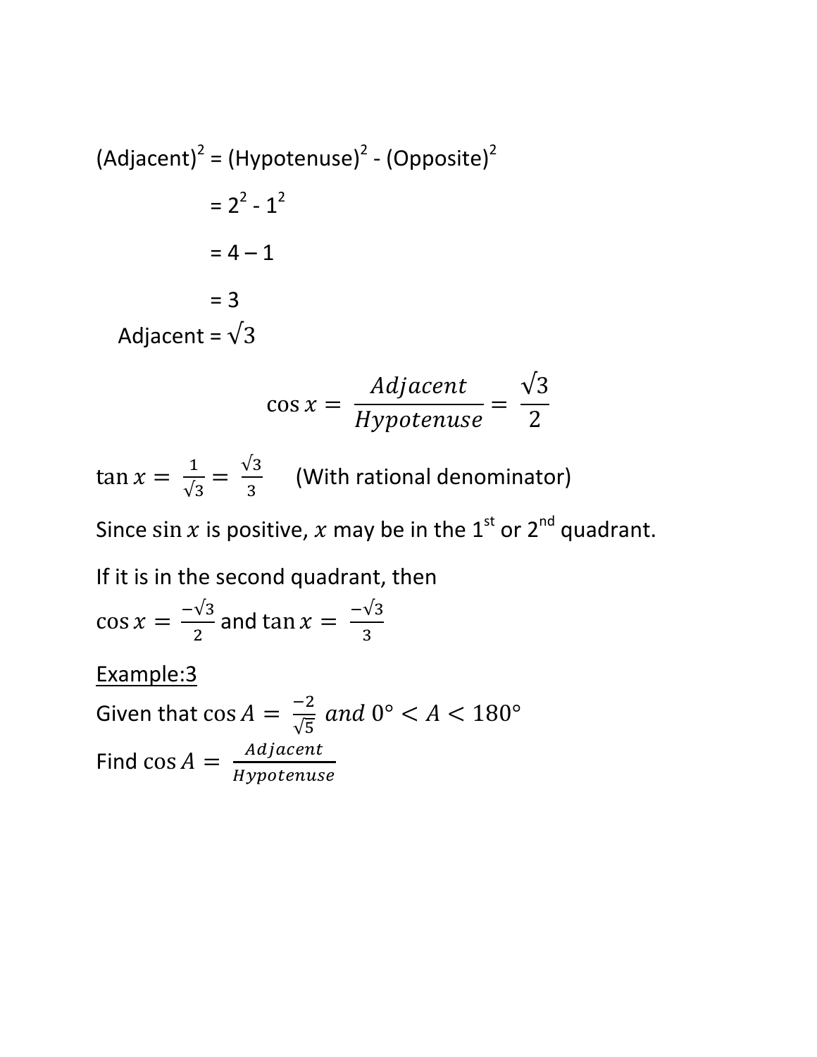$(\text{Adjacent})^2 = (\text{Hypotenuse})^2 - (\text{Opposite})^2$

$= 2^2 - 1^2$

$= 4 - 1$

$= 3$

Adjacent = $\sqrt{3}$

$$\cos x = \frac{Adjacent}{Hypotenuse} = \frac{\sqrt{3}}{2}$$

$\tan x = \frac{1}{\sqrt{3}} = \frac{\sqrt{3}}{3}$ (With rational denominator)

Since $\sin x$ is positive, $x$ may be in the 1st or 2nd quadrant.

If it is in the second quadrant, then

$\cos x = \frac{-\sqrt{3}}{2}$ and $\tan x = \frac{-\sqrt{3}}{3}$

<u>Example:3</u>

Given that $\cos A = \frac{-2}{\sqrt{5}}$ $and$ $0° < A < 180°$

Find $\cos A = \frac{Adjacent}{Hypotenuse}$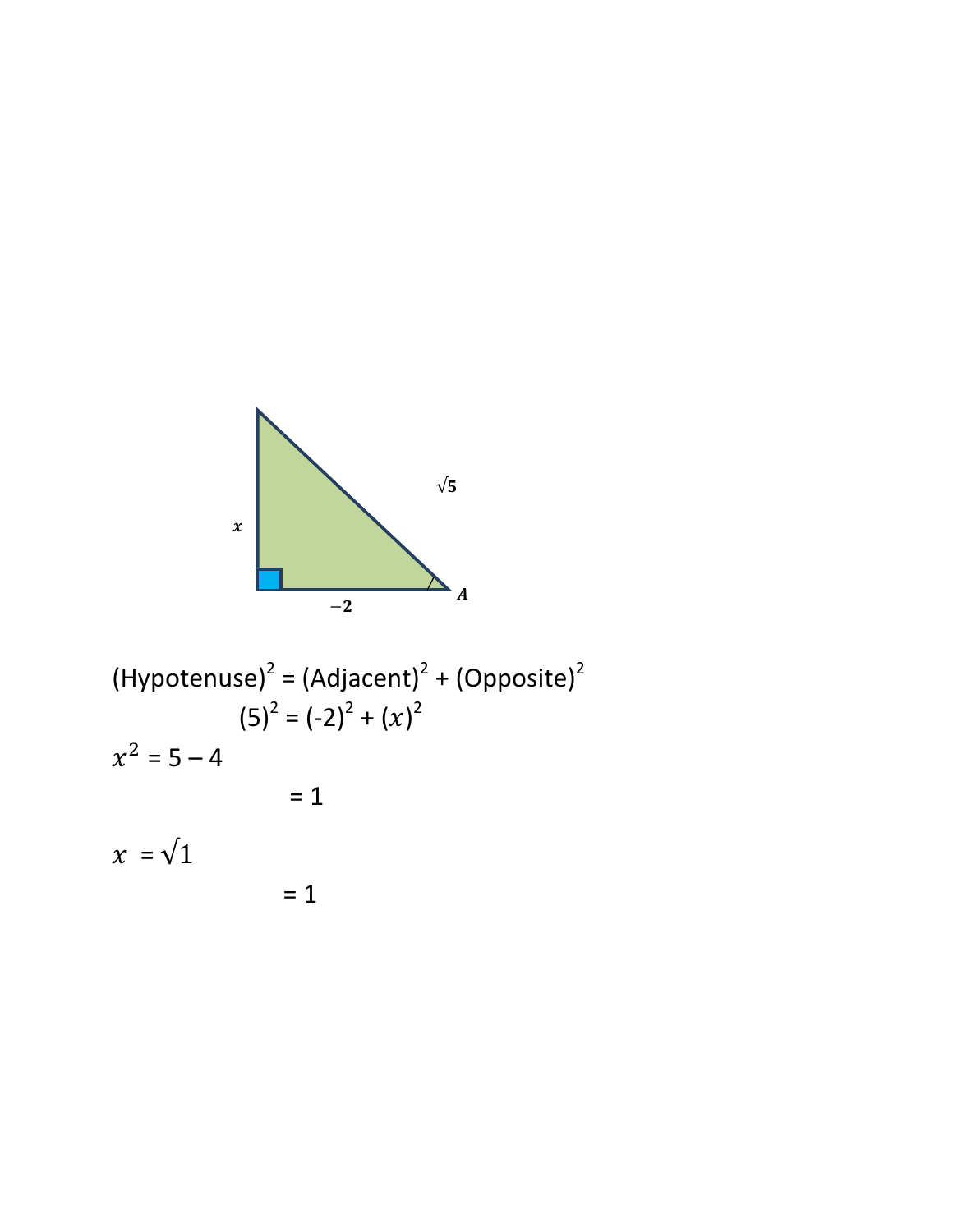$x$

$\sqrt{5}$

$-2$

$A$

(Hypotenuse)$^2$ = (Adjacent)$^2$ + (Opposite)$^2$

$(5)^2 = (-2)^2 + (x)^2$

$x^2 = 5 - 4$

$= 1$

$x = \sqrt{1}$

$= 1$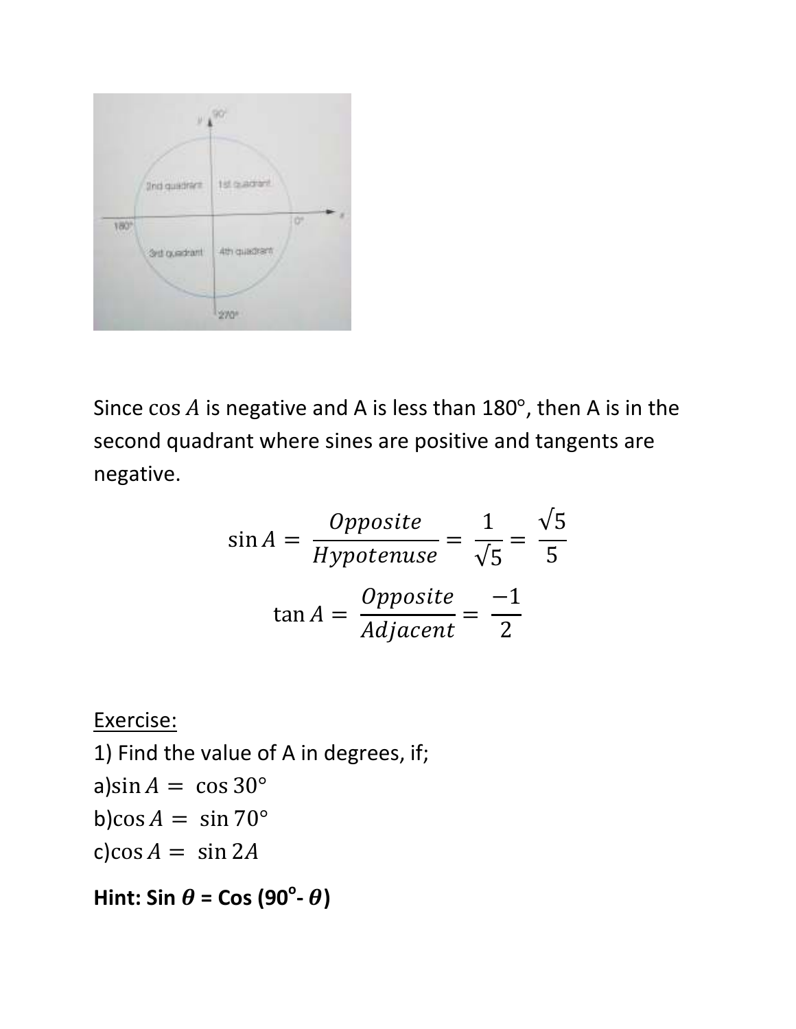Since $\cos A$ is negative and A is less than 180°, then A is in the second quadrant where sines are positive and tangents are negative.

$$\sin A = \frac{Opposite}{Hypotenuse} = \frac{1}{\sqrt{5}} = \frac{\sqrt{5}}{5}$$

$$\tan A = \frac{Opposite}{Adjacent} = \frac{-1}{2}$$

Exercise:

1) Find the value of A in degrees, if;

a) $\sin A = \cos 30°$

b) $\cos A = \sin 70°$

c) $\cos A = \sin 2A$

**Hint: Sin $\theta$ = Cos (90°- $\theta$)**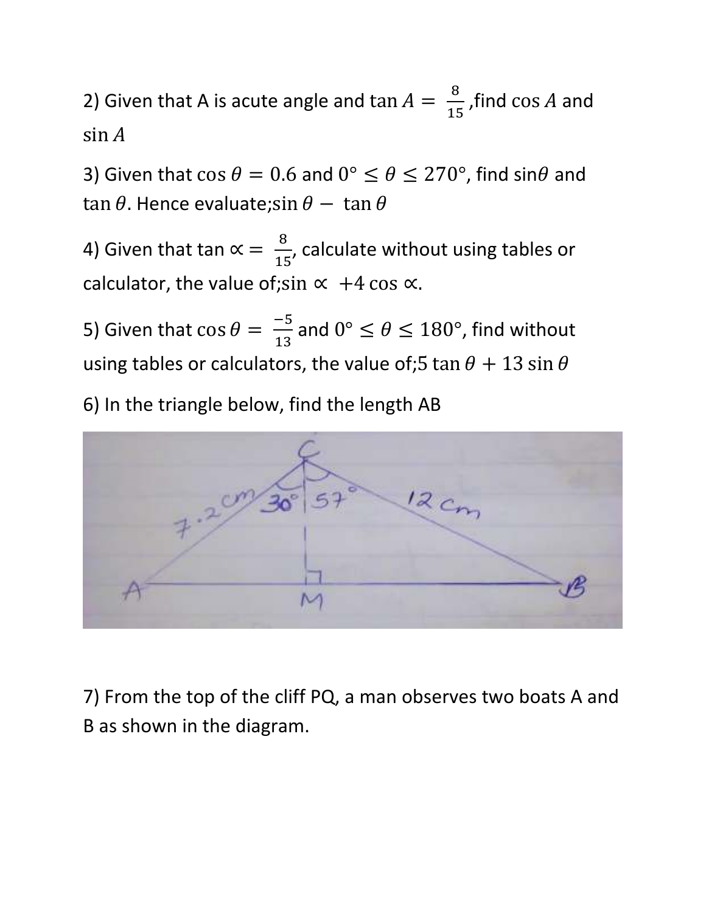2) Given that A is acute angle and $\tan A = \frac{8}{15}$, find $\cos A$ and $\sin A$

3) Given that $\cos\theta = 0.6$ and $0° \leq \theta \leq 270°$, find $\sin\theta$ and $\tan\theta$. Hence evaluate; $\sin\theta - \tan\theta$

4) Given that $\tan \propto = \frac{8}{15}$, calculate without using tables or calculator, the value of; $\sin \propto + 4\cos \propto$.

5) Given that $\cos\theta = \frac{-5}{13}$ and $0° \leq \theta \leq 180°$, find without using tables or calculators, the value of; $5\tan\theta + 13\sin\theta$

6) In the triangle below, find the length AB

7) From the top of the cliff PQ, a man observes two boats A and B as shown in the diagram.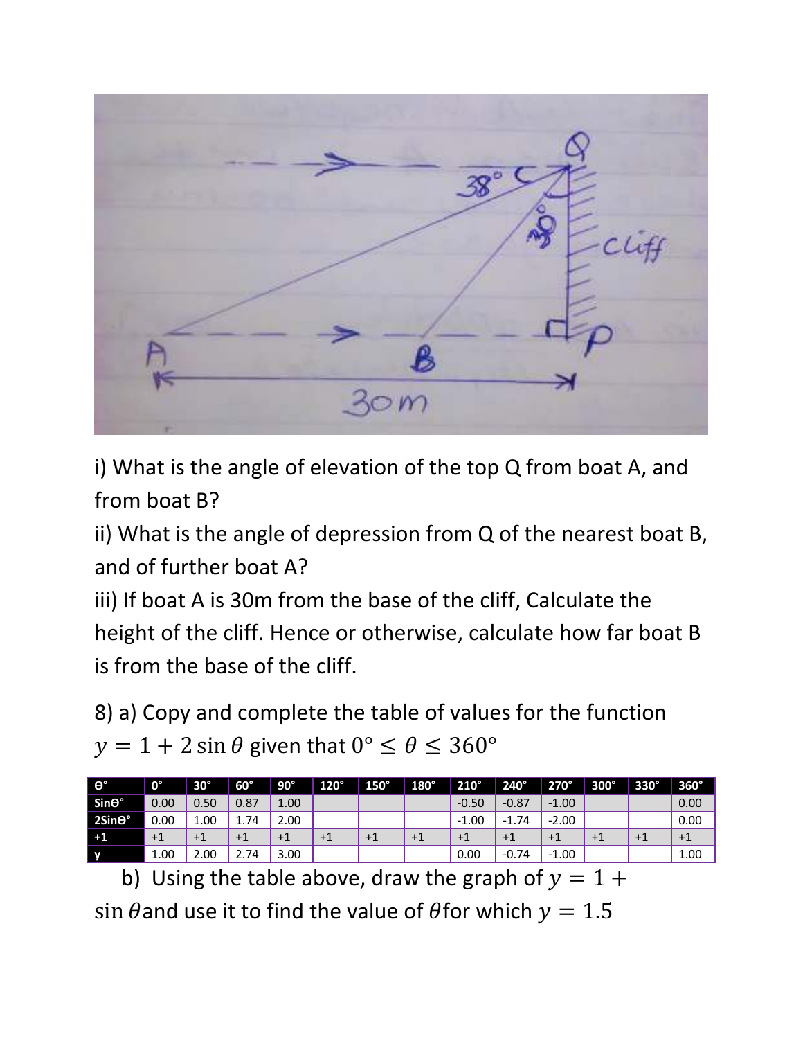i) What is the angle of elevation of the top Q from boat A, and from boat B?

ii) What is the angle of depression from Q of the nearest boat B, and of further boat A?

iii) If boat A is 30m from the base of the cliff, Calculate the height of the cliff. Hence or otherwise, calculate how far boat B is from the base of the cliff.

8) a) Copy and complete the table of values for the function $y = 1 + 2\sin\theta$ given that $0° \leq \theta \leq 360°$

| θ° | 0° | 30° | 60° | 90° | 120° | 150° | 180° | 210° | 240° | 270° | 300° | 330° | 360° |
|---|---|---|---|---|---|---|---|---|---|---|---|---|---|
| Sinθ° | 0.00 | 0.50 | 0.87 | 1.00 | | | | -0.50 | -0.87 | -1.00 | | | 0.00 |
| 2Sinθ° | 0.00 | 1.00 | 1.74 | 2.00 | | | | -1.00 | -1.74 | -2.00 | | | 0.00 |
| +1 | +1 | +1 | +1 | +1 | +1 | +1 | +1 | +1 | +1 | +1 | +1 | +1 | +1 |
| y | 1.00 | 2.00 | 2.74 | 3.00 | | | | 0.00 | -0.74 | -1.00 | | | 1.00 |

b) Using the table above, draw the graph of $y = 1 + \sin\theta$ and use it to find the value of $\theta$ for which $y = 1.5$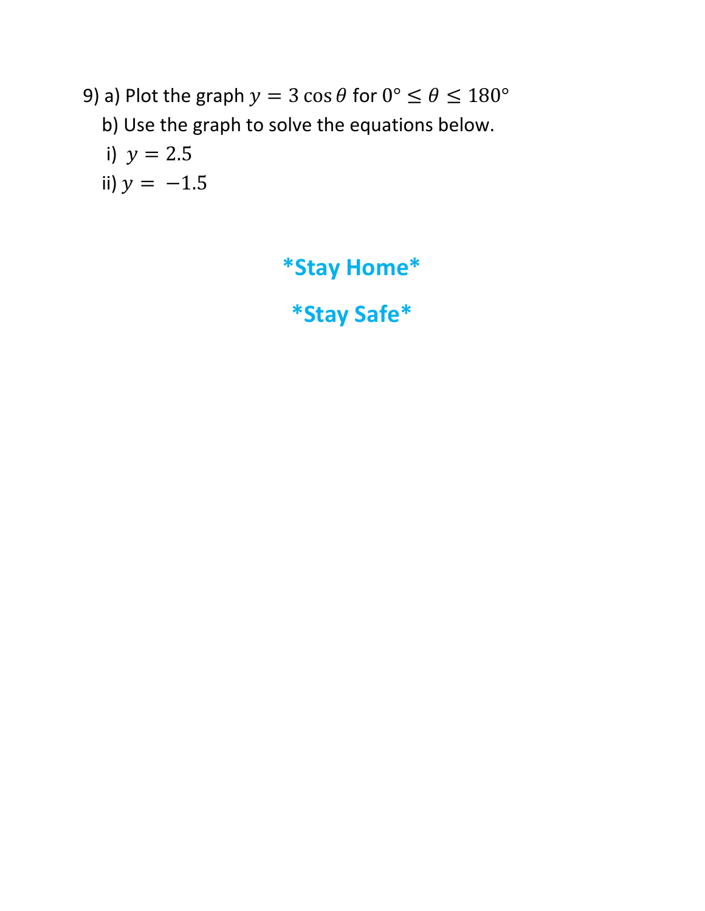9) a) Plot the graph $y = 3\cos\theta$ for $0° \leq \theta \leq 180°$

b) Use the graph to solve the equations below.

i) $y = 2.5$

ii) $y = -1.5$

**\*Stay Home\***

**\*Stay Safe\***